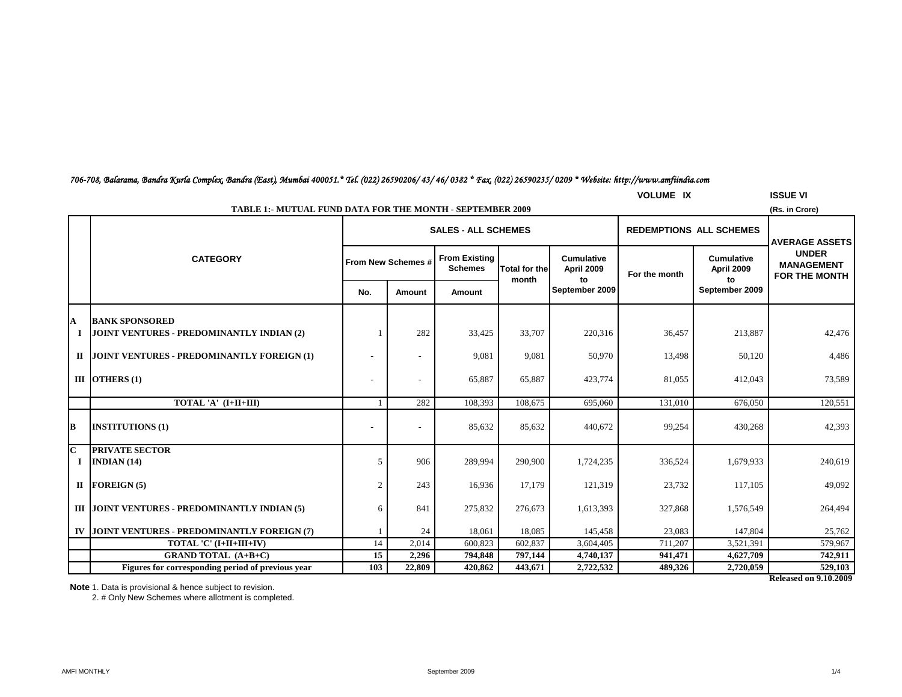*706-708, Balarama, Bandra Kurla Complex, Bandra (East), Mumbai 400051.* Tel. (022) 26590206/ 43/ 46/ 0382 * Fax. (022) 26590235/ 0209 * Website: http://www.amfiindia.com*

**VOLUME IX** **ISSUE VI**

**TABLE 1:- MUTUAL FUND DATA FOR THE MONTH - SEPTEMBER 2009**

(Rs. in Crore)

| | CATEGORY | SALES - ALL SCHEMES | | | | | REDEMPTIONS ALL SCHEMES | | AVERAGE ASSETS UNDER MANAGEMENT FOR THE MONTH |
|---|---|---|---|---|---|---|---|---|---|
| | | From New Schemes # | | From Existing Schemes | Total for the month | Cumulative April 2009 to September 2009 | For the month | Cumulative April 2009 to September 2009 | |
| | | No. | Amount | Amount | | | | | |
| **A** | **BANK SPONSORED** | | | | | | | | |
| **I** | **JOINT VENTURES - PREDOMINANTLY INDIAN (2)** | 1 | 282 | 33,425 | 33,707 | 220,316 | 36,457 | 213,887 | 42,476 |
| **II** | **JOINT VENTURES - PREDOMINANTLY FOREIGN (1)** | - | - | 9,081 | 9,081 | 50,970 | 13,498 | 50,120 | 4,486 |
| **III** | **OTHERS (1)** | - | - | 65,887 | 65,887 | 423,774 | 81,055 | 412,043 | 73,589 |
| | **TOTAL 'A' (I+II+III)** | 1 | 282 | 108,393 | 108,675 | 695,060 | 131,010 | 676,050 | 120,551 |
| **B** | **INSTITUTIONS (1)** | - | - | 85,632 | 85,632 | 440,672 | 99,254 | 430,268 | 42,393 |
| **C** | **PRIVATE SECTOR** | | | | | | | | |
| **I** | **INDIAN (14)** | 5 | 906 | 289,994 | 290,900 | 1,724,235 | 336,524 | 1,679,933 | 240,619 |
| **II** | **FOREIGN (5)** | 2 | 243 | 16,936 | 17,179 | 121,319 | 23,732 | 117,105 | 49,092 |
| **III** | **JOINT VENTURES - PREDOMINANTLY INDIAN (5)** | 6 | 841 | 275,832 | 276,673 | 1,613,393 | 327,868 | 1,576,549 | 264,494 |
| **IV** | **JOINT VENTURES - PREDOMINANTLY FOREIGN (7)** | 1 | 24 | 18,061 | 18,085 | 145,458 | 23,083 | 147,804 | 25,762 |
| | **TOTAL 'C' (I+II+III+IV)** | 14 | 2,014 | 600,823 | 602,837 | 3,604,405 | 711,207 | 3,521,391 | 579,967 |
| | **GRAND TOTAL (A+B+C)** | **15** | **2,296** | **794,848** | **797,144** | **4,740,137** | **941,471** | **4,627,709** | **742,911** |
| | **Figures for corresponding period of previous year** | **103** | **22,809** | **420,862** | **443,671** | **2,722,532** | **489,326** | **2,720,059** | **529,103** |

**Released on 9.10.2009**

**Note** 1. Data is provisional & hence subject to revision.

2. # Only New Schemes where allotment is completed.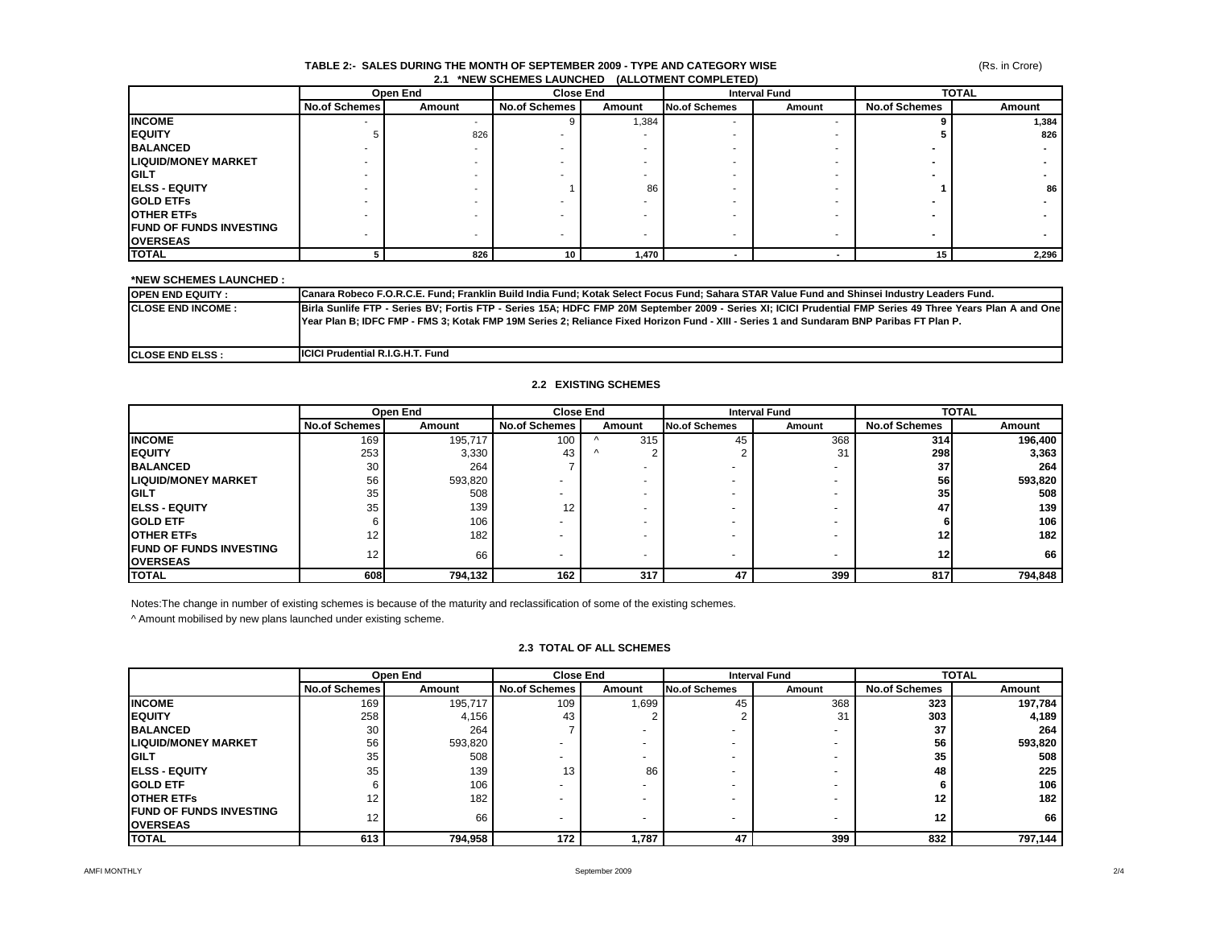### TABLE 2:- SALES DURING THE MONTH OF SEPTEMBER 2009 - TYPE AND CATEGORY WISE

(Rs. in Crore)

#### 2.1 *NEW SCHEMES LAUNCHED (ALLOTMENT COMPLETED)

| | Open End | | Close End | | Interval Fund | | TOTAL | |
|---|---|---|---|---|---|---|---|---|
| | No.of Schemes | Amount | No.of Schemes | Amount | No.of Schemes | Amount | No.of Schemes | Amount |
| **INCOME** | - | - | 9 | 1,384 | - | - | **9** | **1,384** |
| **EQUITY** | 5 | 826 | - | - | - | - | **5** | **826** |
| **BALANCED** | - | - | - | - | - | - | **-** | **-** |
| **LIQUID/MONEY MARKET** | - | - | - | - | - | - | **-** | **-** |
| **GILT** | - | - | - | - | - | - | **-** | **-** |
| **ELSS - EQUITY** | - | - | 1 | 86 | - | - | **1** | **86** |
| **GOLD ETFs** | - | - | - | - | - | - | **-** | **-** |
| **OTHER ETFs** | - | - | - | - | - | - | **-** | **-** |
| **FUND OF FUNDS INVESTING OVERSEAS** | - | - | - | - | - | - | **-** | **-** |
| **TOTAL** | **5** | **826** | **10** | **1,470** | **-** | **-** | **15** | **2,296** |

**\*NEW SCHEMES LAUNCHED :**

| | |
|---|---|
| **OPEN END EQUITY :** | **Canara Robeco F.O.R.C.E. Fund; Franklin Build India Fund; Kotak Select Focus Fund; Sahara STAR Value Fund and Shinsei Industry Leaders Fund.** |
| **CLOSE END INCOME :** | **Birla Sunlife FTP - Series BV; Fortis FTP - Series 15A; HDFC FMP 20M September 2009 - Series XI; ICICI Prudential FMP Series 49 Three Years Plan A and One Year Plan B; IDFC FMP - FMS 3; Kotak FMP 19M Series 2; Reliance Fixed Horizon Fund - XIII - Series 1 and Sundaram BNP Paribas FT Plan P.** |
| **CLOSE END ELSS :** | **ICICI Prudential R.I.G.H.T. Fund** |

#### 2.2 EXISTING SCHEMES

| | Open End | | Close End | | Interval Fund | | TOTAL | |
|---|---|---|---|---|---|---|---|---|
| | No.of Schemes | Amount | No.of Schemes | Amount | No.of Schemes | Amount | No.of Schemes | Amount |
| **INCOME** | 169 | 195,717 | 100 | ^ 315 | 45 | 368 | **314** | **196,400** |
| **EQUITY** | 253 | 3,330 | 43 | ^ 2 | 2 | 31 | **298** | **3,363** |
| **BALANCED** | 30 | 264 | 7 | - | - | - | **37** | **264** |
| **LIQUID/MONEY MARKET** | 56 | 593,820 | - | - | - | - | **56** | **593,820** |
| **GILT** | 35 | 508 | - | - | - | - | **35** | **508** |
| **ELSS - EQUITY** | 35 | 139 | 12 | - | - | - | **47** | **139** |
| **GOLD ETF** | 6 | 106 | - | - | - | - | **6** | **106** |
| **OTHER ETFs** | 12 | 182 | - | - | - | - | **12** | **182** |
| **FUND OF FUNDS INVESTING OVERSEAS** | 12 | 66 | - | - | - | - | **12** | **66** |
| **TOTAL** | **608** | **794,132** | **162** | **317** | **47** | **399** | **817** | **794,848** |

Notes:The change in number of existing schemes is because of the maturity and reclassification of some of the existing schemes.

^ Amount mobilised by new plans launched under existing scheme.

#### 2.3 TOTAL OF ALL SCHEMES

| | Open End | | Close End | | Interval Fund | | TOTAL | |
|---|---|---|---|---|---|---|---|---|
| | No.of Schemes | Amount | No.of Schemes | Amount | No.of Schemes | Amount | No.of Schemes | Amount |
| **INCOME** | 169 | 195,717 | 109 | 1,699 | 45 | 368 | **323** | **197,784** |
| **EQUITY** | 258 | 4,156 | 43 | 2 | 2 | 31 | **303** | **4,189** |
| **BALANCED** | 30 | 264 | 7 | - | - | - | **37** | **264** |
| **LIQUID/MONEY MARKET** | 56 | 593,820 | - | - | - | - | **56** | **593,820** |
| **GILT** | 35 | 508 | - | - | - | - | **35** | **508** |
| **ELSS - EQUITY** | 35 | 139 | 13 | 86 | - | - | **48** | **225** |
| **GOLD ETF** | 6 | 106 | - | - | - | - | **6** | **106** |
| **OTHER ETFs** | 12 | 182 | - | - | - | - | **12** | **182** |
| **FUND OF FUNDS INVESTING OVERSEAS** | 12 | 66 | - | - | - | - | **12** | **66** |
| **TOTAL** | **613** | **794,958** | **172** | **1,787** | **47** | **399** | **832** | **797,144** |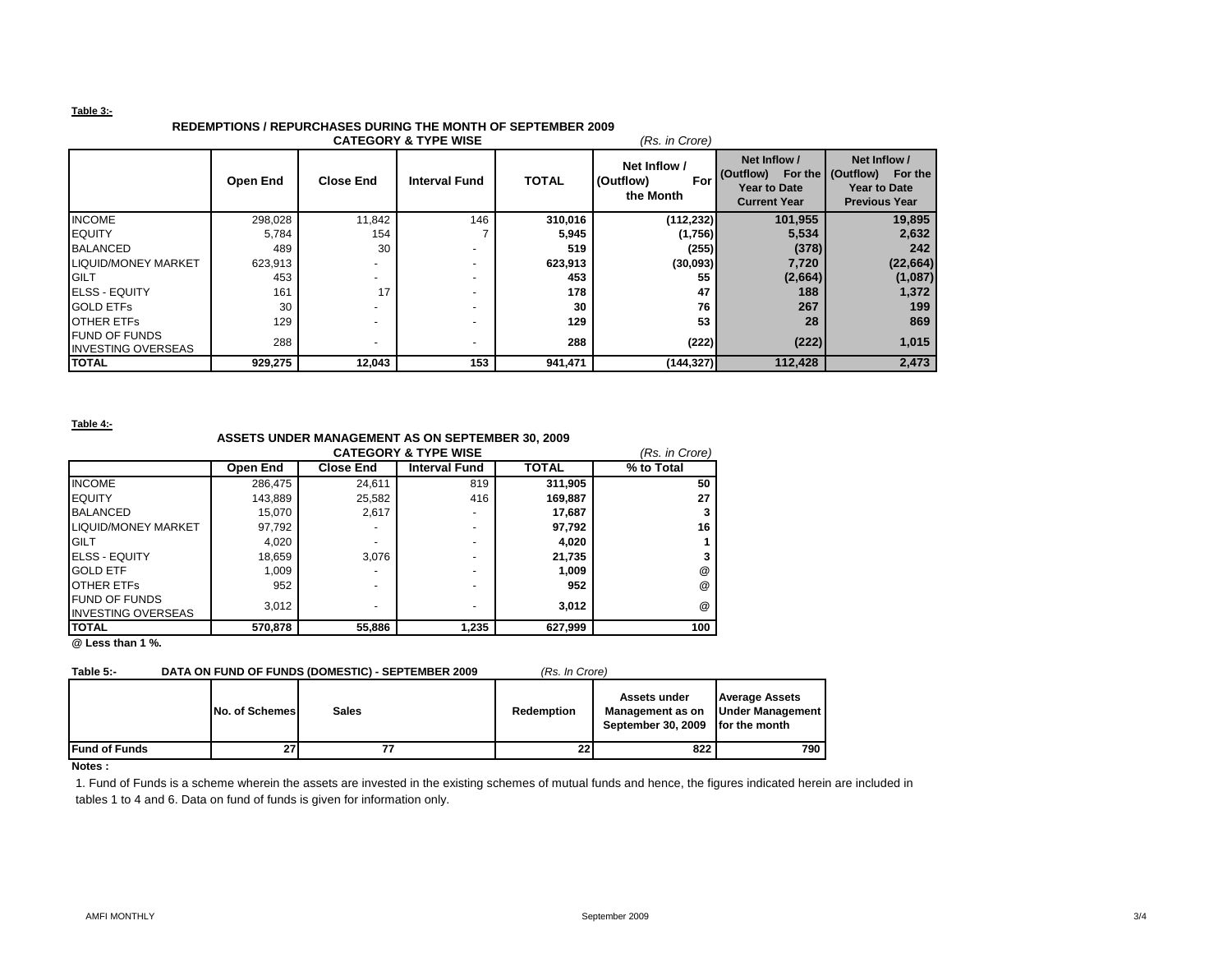**Table 3:-**

### REDEMPTIONS / REPURCHASES DURING THE MONTH OF SEPTEMBER 2009
### CATEGORY & TYPE WISE

*(Rs. in Crore)*

| | Open End | Close End | Interval Fund | TOTAL | Net Inflow / (Outflow) For the Month | Net Inflow / (Outflow) For the Year to Date Current Year | Net Inflow / (Outflow) For the Year to Date Previous Year |
|---|---|---|---|---|---|---|---|
| INCOME | 298,028 | 11,842 | 146 | **310,016** | **(112,232)** | **101,955** | **19,895** |
| EQUITY | 5,784 | 154 | 7 | **5,945** | **(1,756)** | **5,534** | **2,632** |
| BALANCED | 489 | 30 | - | **519** | **(255)** | **(378)** | **242** |
| LIQUID/MONEY MARKET | 623,913 | - | - | **623,913** | **(30,093)** | **7,720** | **(22,664)** |
| GILT | 453 | - | - | **453** | **55** | **(2,664)** | **(1,087)** |
| ELSS - EQUITY | 161 | 17 | - | **178** | **47** | **188** | **1,372** |
| GOLD ETFs | 30 | - | - | **30** | **76** | **267** | **199** |
| OTHER ETFs | 129 | - | - | **129** | **53** | **28** | **869** |
| FUND OF FUNDS INVESTING OVERSEAS | 288 | - | - | **288** | **(222)** | **(222)** | **1,015** |
| **TOTAL** | **929,275** | **12,043** | **153** | **941,471** | **(144,327)** | **112,428** | **2,473** |

**Table 4:-**

### ASSETS UNDER MANAGEMENT AS ON SEPTEMBER 30, 2009
### CATEGORY & TYPE WISE

*(Rs. in Crore)*

| | Open End | Close End | Interval Fund | TOTAL | % to Total |
|---|---|---|---|---|---|
| INCOME | 286,475 | 24,611 | 819 | **311,905** | **50** |
| EQUITY | 143,889 | 25,582 | 416 | **169,887** | **27** |
| BALANCED | 15,070 | 2,617 | - | **17,687** | **3** |
| LIQUID/MONEY MARKET | 97,792 | - | - | **97,792** | **16** |
| GILT | 4,020 | - | - | **4,020** | **1** |
| ELSS - EQUITY | 18,659 | 3,076 | - | **21,735** | **3** |
| GOLD ETF | 1,009 | - | - | **1,009** | @ |
| OTHER ETFs | 952 | - | - | **952** | @ |
| FUND OF FUNDS INVESTING OVERSEAS | 3,012 | - | - | **3,012** | @ |
| **TOTAL** | **570,878** | **55,886** | **1,235** | **627,999** | **100** |

**@ Less than 1 %.**

**Table 5:- DATA ON FUND OF FUNDS (DOMESTIC) - SEPTEMBER 2009** *(Rs. In Crore)*

| | No. of Schemes | Sales | Redemption | Assets under Management as on September 30, 2009 | Average Assets Under Management for the month |
|---|---|---|---|---|---|
| **Fund of Funds** | 27 | 77 | 22 | 822 | 790 |

**Notes :**

1. Fund of Funds is a scheme wherein the assets are invested in the existing schemes of mutual funds and hence, the figures indicated herein are included in tables 1 to 4 and 6. Data on fund of funds is given for information only.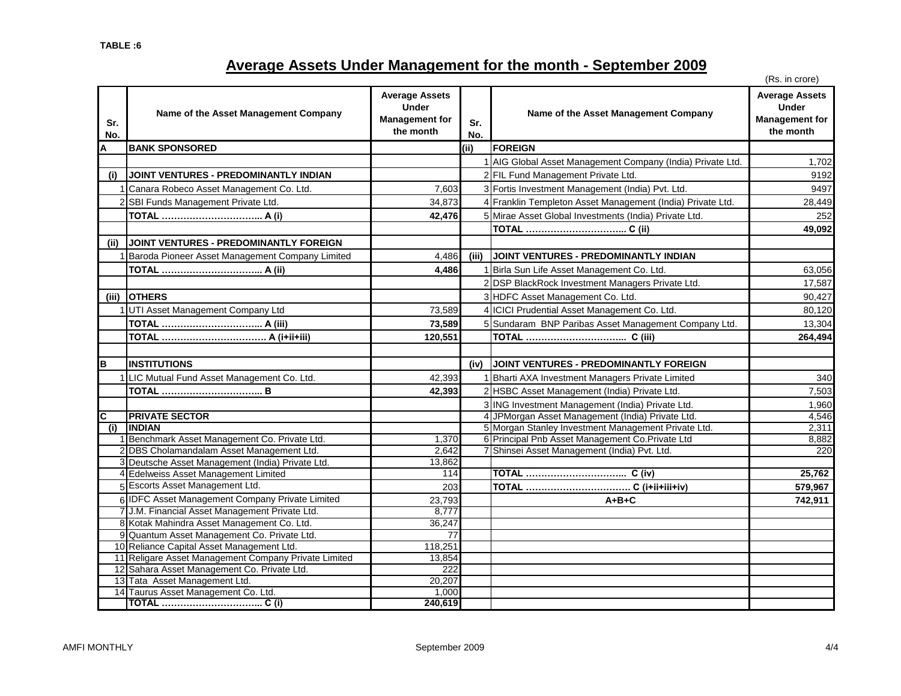TABLE :6

## Average Assets Under Management for the month - September 2009

(Rs. in crore)

| Sr. No. | Name of the Asset Management Company | Average Assets Under Management for the month | Sr. No. | Name of the Asset Management Company | Average Assets Under Management for the month |
|---|---|---|---|---|---|
| **A** | **BANK SPONSORED** | | **(ii)** | **FOREIGN** | |
| | | | 1 | AIG Global Asset Management Company (India) Private Ltd. | 1,702 |
| **(i)** | **JOINT VENTURES - PREDOMINANTLY INDIAN** | | 2 | FIL Fund Management Private Ltd. | 9192 |
| 1 | Canara Robeco Asset Management Co. Ltd. | 7,603 | 3 | Fortis Investment Management (India) Pvt. Ltd. | 9497 |
| 2 | SBI Funds Management Private Ltd. | 34,873 | 4 | Franklin Templeton Asset Management (India) Private Ltd. | 28,449 |
| | **TOTAL ………………………….. A (i)** | **42,476** | 5 | Mirae Asset Global Investments (India) Private Ltd. | 252 |
| | | | | **TOTAL ………………………….. C (ii)** | **49,092** |
| **(ii)** | **JOINT VENTURES - PREDOMINANTLY FOREIGN** | | | | |
| 1 | Baroda Pioneer Asset Management Company Limited | 4,486 | **(iii)** | **JOINT VENTURES - PREDOMINANTLY INDIAN** | |
| | **TOTAL ………………………….. A (ii)** | **4,486** | 1 | Birla Sun Life Asset Management Co. Ltd. | 63,056 |
| | | | 2 | DSP BlackRock Investment Managers Private Ltd. | 17,587 |
| **(iii)** | **OTHERS** | | 3 | HDFC Asset Management Co. Ltd. | 90,427 |
| 1 | UTI Asset Management Company Ltd | 73,589 | 4 | ICICI Prudential Asset Management Co. Ltd. | 80,120 |
| | **TOTAL ………………………….. A (iii)** | **73,589** | 5 | Sundaram BNP Paribas Asset Management Company Ltd. | 13,304 |
| | **TOTAL …………………………… A (i+ii+iii)** | **120,551** | | **TOTAL ………………………….. C (iii)** | **264,494** |
| | | | | | |
| **B** | **INSTITUTIONS** | | **(iv)** | **JOINT VENTURES - PREDOMINANTLY FOREIGN** | |
| 1 | LIC Mutual Fund Asset Management Co. Ltd. | 42,393 | 1 | Bharti AXA Investment Managers Private Limited | 340 |
| | **TOTAL ………………………….. B** | **42,393** | 2 | HSBC Asset Management (India) Private Ltd. | 7,503 |
| | | | 3 | ING Investment Management (India) Private Ltd. | 1,960 |
| **C** | **PRIVATE SECTOR** | | 4 | JPMorgan Asset Management (India) Private Ltd. | 4,546 |
| **(i)** | **INDIAN** | | 5 | Morgan Stanley Investment Management Private Ltd. | 2,311 |
| 1 | Benchmark Asset Management Co. Private Ltd. | 1,370 | 6 | Principal Pnb Asset Management Co.Private Ltd | 8,882 |
| 2 | DBS Cholamandalam Asset Management Ltd. | 2,642 | 7 | Shinsei Asset Management (India) Pvt. Ltd. | 220 |
| 3 | Deutsche Asset Management (India) Private Ltd. | 13,862 | | | |
| 4 | Edelweiss Asset Management Limited | 114 | | **TOTAL ………………………….. C (iv)** | **25,762** |
| 5 | Escorts Asset Management Ltd. | 203 | | **TOTAL …………………………… C (i+ii+iii+iv)** | **579,967** |
| 6 | IDFC Asset Management Company Private Limited | 23,793 | | **A+B+C** | **742,911** |
| 7 | J.M. Financial Asset Management Private Ltd. | 8,777 | | | |
| 8 | Kotak Mahindra Asset Management Co. Ltd. | 36,247 | | | |
| 9 | Quantum Asset Management Co. Private Ltd. | 77 | | | |
| 10 | Reliance Capital Asset Management Ltd. | 118,251 | | | |
| 11 | Religare Asset Management Company Private Limited | 13,854 | | | |
| 12 | Sahara Asset Management Co. Private Ltd. | 222 | | | |
| 13 | Tata Asset Management Ltd. | 20,207 | | | |
| 14 | Taurus Asset Management Co. Ltd. | 1,000 | | | |
| | **TOTAL ………………………….. C (i)** | **240,619** | | | |